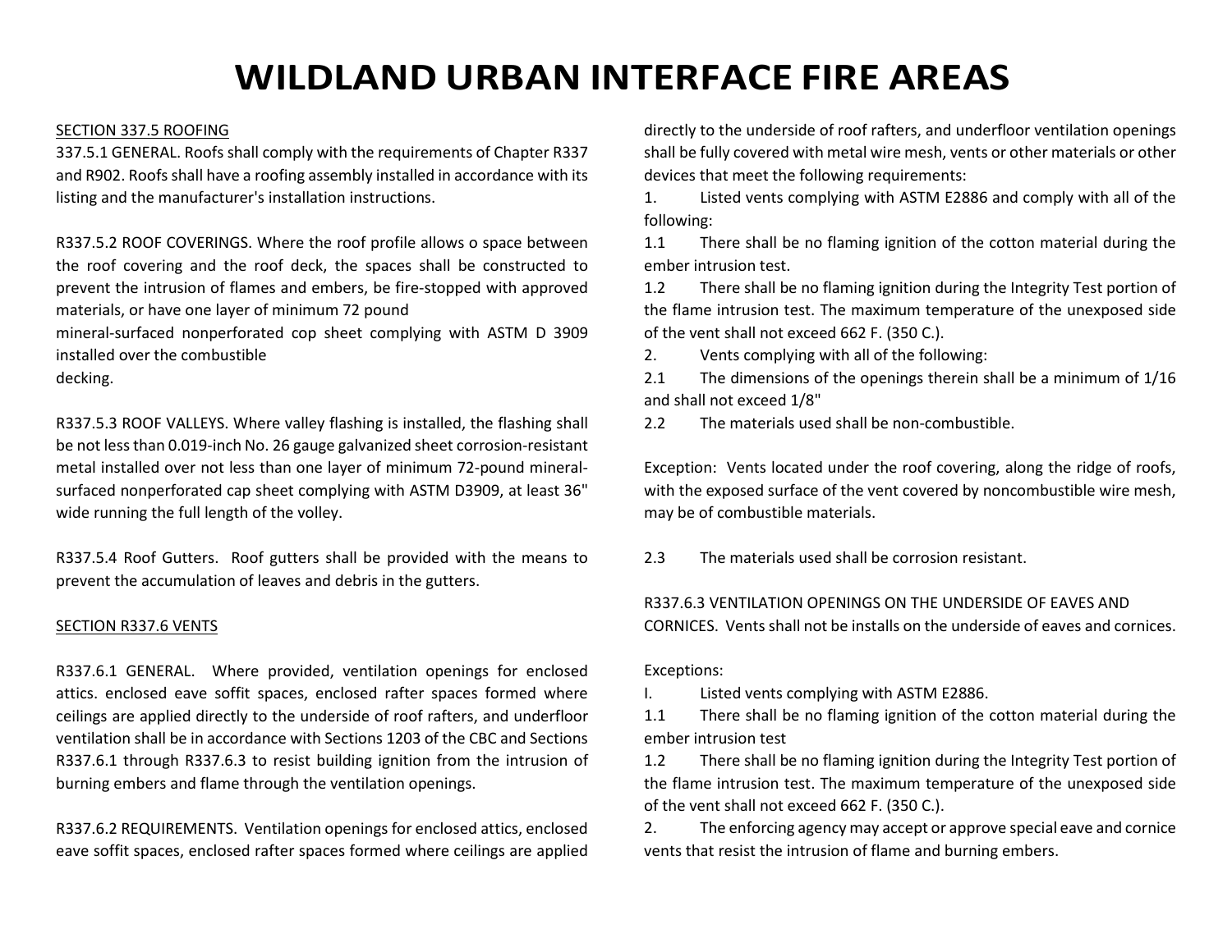# WILDLAND URBAN INTERFACE FIRE AREAS

SECTION 337.5 ROOFING

337.5.1 GENERAL. Roofs shall comply with the requirements of Chapter R337 and R902. Roofs shall have a roofing assembly installed in accordance with its listing and the manufacturer's installation instructions.

R337.5.2 ROOF COVERINGS. Where the roof profile allows o space between the roof covering and the roof deck, the spaces shall be constructed to prevent the intrusion of flames and embers, be fire-stopped with approved materials, or have one layer of minimum 72 pound mineral-surfaced nonperforated cop sheet complying with ASTM D 3909 installed over the combustible decking.

R337.5.3 ROOF VALLEYS. Where valley flashing is installed, the flashing shall be not less than 0.019-inch No. 26 gauge galvanized sheet corrosion-resistant metal installed over not less than one layer of minimum 72-pound mineral-surfaced nonperforated cap sheet complying with ASTM D3909, at least 36" wide running the full length of the volley.

R337.5.4 Roof Gutters. Roof gutters shall be provided with the means to prevent the accumulation of leaves and debris in the gutters.

SECTION R337.6 VENTS

R337.6.1 GENERAL. Where provided, ventilation openings for enclosed attics. enclosed eave soffit spaces, enclosed rafter spaces formed where ceilings are applied directly to the underside of roof rafters, and underfloor ventilation shall be in accordance with Sections 1203 of the CBC and Sections R337.6.1 through R337.6.3 to resist building ignition from the intrusion of burning embers and flame through the ventilation openings.

R337.6.2 REQUIREMENTS. Ventilation openings for enclosed attics, enclosed eave soffit spaces, enclosed rafter spaces formed where ceilings are applied directly to the underside of roof rafters, and underfloor ventilation openings shall be fully covered with metal wire mesh, vents or other materials or other devices that meet the following requirements:

1. Listed vents complying with ASTM E2886 and comply with all of the following:

1.1 There shall be no flaming ignition of the cotton material during the ember intrusion test.

1.2 There shall be no flaming ignition during the Integrity Test portion of the flame intrusion test. The maximum temperature of the unexposed side of the vent shall not exceed 662 F. (350 C.).

2. Vents complying with all of the following:

2.1 The dimensions of the openings therein shall be a minimum of 1/16 and shall not exceed 1/8"

2.2 The materials used shall be non-combustible.

Exception: Vents located under the roof covering, along the ridge of roofs, with the exposed surface of the vent covered by noncombustible wire mesh, may be of combustible materials.

2.3 The materials used shall be corrosion resistant.

R337.6.3 VENTILATION OPENINGS ON THE UNDERSIDE OF EAVES AND CORNICES. Vents shall not be installs on the underside of eaves and cornices.

Exceptions:

I. Listed vents complying with ASTM E2886.

1.1 There shall be no flaming ignition of the cotton material during the ember intrusion test

1.2 There shall be no flaming ignition during the Integrity Test portion of the flame intrusion test. The maximum temperature of the unexposed side of the vent shall not exceed 662 F. (350 C.).

2. The enforcing agency may accept or approve special eave and cornice vents that resist the intrusion of flame and burning embers.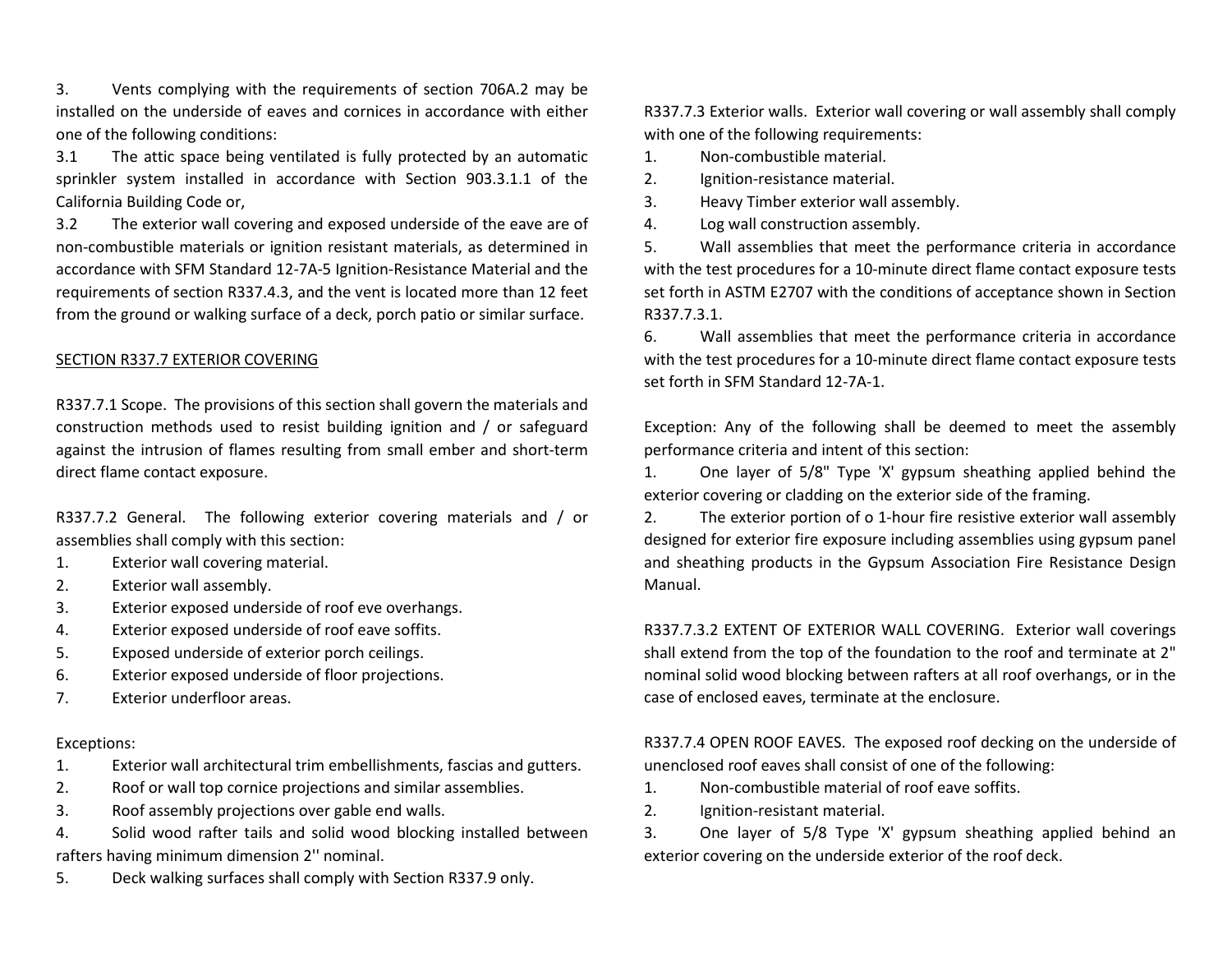3. Vents complying with the requirements of section 706A.2 may be installed on the underside of eaves and cornices in accordance with either one of the following conditions:

3.1 The attic space being ventilated is fully protected by an automatic sprinkler system installed in accordance with Section 903.3.1.1 of the California Building Code or,

3.2 The exterior wall covering and exposed underside of the eave are of non-combustible materials or ignition resistant materials, as determined in accordance with SFM Standard 12-7A-5 Ignition-Resistance Material and the requirements of section R337.4.3, and the vent is located more than 12 feet from the ground or walking surface of a deck, porch patio or similar surface.

## SECTION R337.7 EXTERIOR COVERING

R337.7.1 Scope. The provisions of this section shall govern the materials and construction methods used to resist building ignition and / or safeguard against the intrusion of flames resulting from small ember and short-term direct flame contact exposure.

R337.7.2 General. The following exterior covering materials and / or assemblies shall comply with this section:

1. Exterior wall covering material.
2. Exterior wall assembly.
3. Exterior exposed underside of roof eve overhangs.
4. Exterior exposed underside of roof eave soffits.
5. Exposed underside of exterior porch ceilings.
6. Exterior exposed underside of floor projections.
7. Exterior underfloor areas.

Exceptions:

1. Exterior wall architectural trim embellishments, fascias and gutters.
2. Roof or wall top cornice projections and similar assemblies.
3. Roof assembly projections over gable end walls.
4. Solid wood rafter tails and solid wood blocking installed between rafters having minimum dimension 2'' nominal.
5. Deck walking surfaces shall comply with Section R337.9 only.

R337.7.3 Exterior walls. Exterior wall covering or wall assembly shall comply with one of the following requirements:

1. Non-combustible material.
2. Ignition-resistance material.
3. Heavy Timber exterior wall assembly.
4. Log wall construction assembly.
5. Wall assemblies that meet the performance criteria in accordance with the test procedures for a 10-minute direct flame contact exposure tests set forth in ASTM E2707 with the conditions of acceptance shown in Section R337.7.3.1.
6. Wall assemblies that meet the performance criteria in accordance with the test procedures for a 10-minute direct flame contact exposure tests set forth in SFM Standard 12-7A-1.

Exception: Any of the following shall be deemed to meet the assembly performance criteria and intent of this section:

1. One layer of 5/8" Type 'X' gypsum sheathing applied behind the exterior covering or cladding on the exterior side of the framing.
2. The exterior portion of o 1-hour fire resistive exterior wall assembly designed for exterior fire exposure including assemblies using gypsum panel and sheathing products in the Gypsum Association Fire Resistance Design Manual.

R337.7.3.2 EXTENT OF EXTERIOR WALL COVERING. Exterior wall coverings shall extend from the top of the foundation to the roof and terminate at 2" nominal solid wood blocking between rafters at all roof overhangs, or in the case of enclosed eaves, terminate at the enclosure.

R337.7.4 OPEN ROOF EAVES. The exposed roof decking on the underside of unenclosed roof eaves shall consist of one of the following:

1. Non-combustible material of roof eave soffits.
2. Ignition-resistant material.
3. One layer of 5/8 Type 'X' gypsum sheathing applied behind an exterior covering on the underside exterior of the roof deck.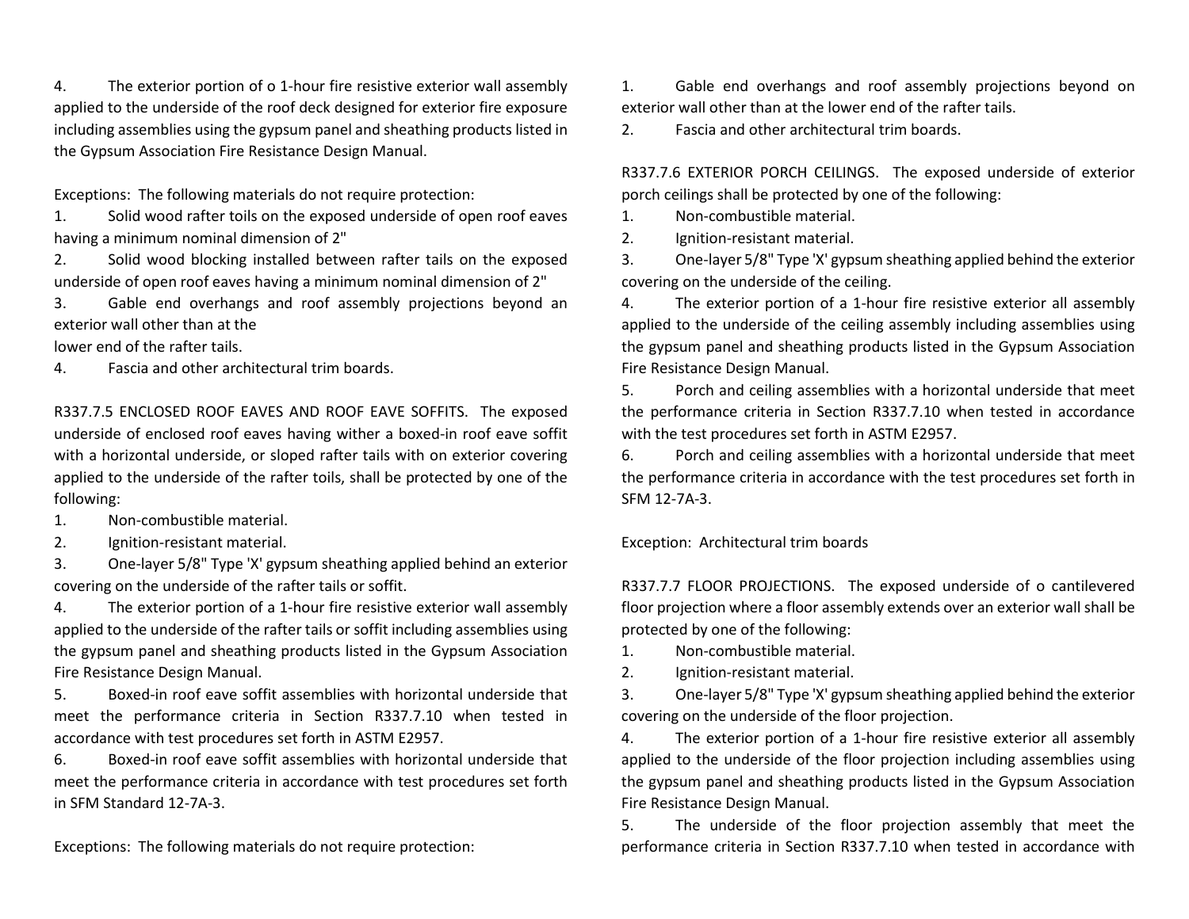4. The exterior portion of o 1-hour fire resistive exterior wall assembly applied to the underside of the roof deck designed for exterior fire exposure including assemblies using the gypsum panel and sheathing products listed in the Gypsum Association Fire Resistance Design Manual.

Exceptions: The following materials do not require protection:

1. Solid wood rafter toils on the exposed underside of open roof eaves having a minimum nominal dimension of 2"
2. Solid wood blocking installed between rafter tails on the exposed underside of open roof eaves having a minimum nominal dimension of 2"
3. Gable end overhangs and roof assembly projections beyond an exterior wall other than at the lower end of the rafter tails.
4. Fascia and other architectural trim boards.

R337.7.5 ENCLOSED ROOF EAVES AND ROOF EAVE SOFFITS. The exposed underside of enclosed roof eaves having wither a boxed-in roof eave soffit with a horizontal underside, or sloped rafter tails with on exterior covering applied to the underside of the rafter toils, shall be protected by one of the following:

1. Non-combustible material.
2. Ignition-resistant material.
3. One-layer 5/8" Type 'X' gypsum sheathing applied behind an exterior covering on the underside of the rafter tails or soffit.
4. The exterior portion of a 1-hour fire resistive exterior wall assembly applied to the underside of the rafter tails or soffit including assemblies using the gypsum panel and sheathing products listed in the Gypsum Association Fire Resistance Design Manual.
5. Boxed-in roof eave soffit assemblies with horizontal underside that meet the performance criteria in Section R337.7.10 when tested in accordance with test procedures set forth in ASTM E2957.
6. Boxed-in roof eave soffit assemblies with horizontal underside that meet the performance criteria in accordance with test procedures set forth in SFM Standard 12-7A-3.

Exceptions: The following materials do not require protection:

1. Gable end overhangs and roof assembly projections beyond on exterior wall other than at the lower end of the rafter tails.
2. Fascia and other architectural trim boards.

R337.7.6 EXTERIOR PORCH CEILINGS. The exposed underside of exterior porch ceilings shall be protected by one of the following:

1. Non-combustible material.
2. Ignition-resistant material.
3. One-layer 5/8" Type 'X' gypsum sheathing applied behind the exterior covering on the underside of the ceiling.
4. The exterior portion of a 1-hour fire resistive exterior all assembly applied to the underside of the ceiling assembly including assemblies using the gypsum panel and sheathing products listed in the Gypsum Association Fire Resistance Design Manual.
5. Porch and ceiling assemblies with a horizontal underside that meet the performance criteria in Section R337.7.10 when tested in accordance with the test procedures set forth in ASTM E2957.
6. Porch and ceiling assemblies with a horizontal underside that meet the performance criteria in accordance with the test procedures set forth in SFM 12-7A-3.

Exception: Architectural trim boards

R337.7.7 FLOOR PROJECTIONS. The exposed underside of o cantilevered floor projection where a floor assembly extends over an exterior wall shall be protected by one of the following:

1. Non-combustible material.
2. Ignition-resistant material.
3. One-layer 5/8" Type 'X' gypsum sheathing applied behind the exterior covering on the underside of the floor projection.
4. The exterior portion of a 1-hour fire resistive exterior all assembly applied to the underside of the floor projection including assemblies using the gypsum panel and sheathing products listed in the Gypsum Association Fire Resistance Design Manual.
5. The underside of the floor projection assembly that meet the performance criteria in Section R337.7.10 when tested in accordance with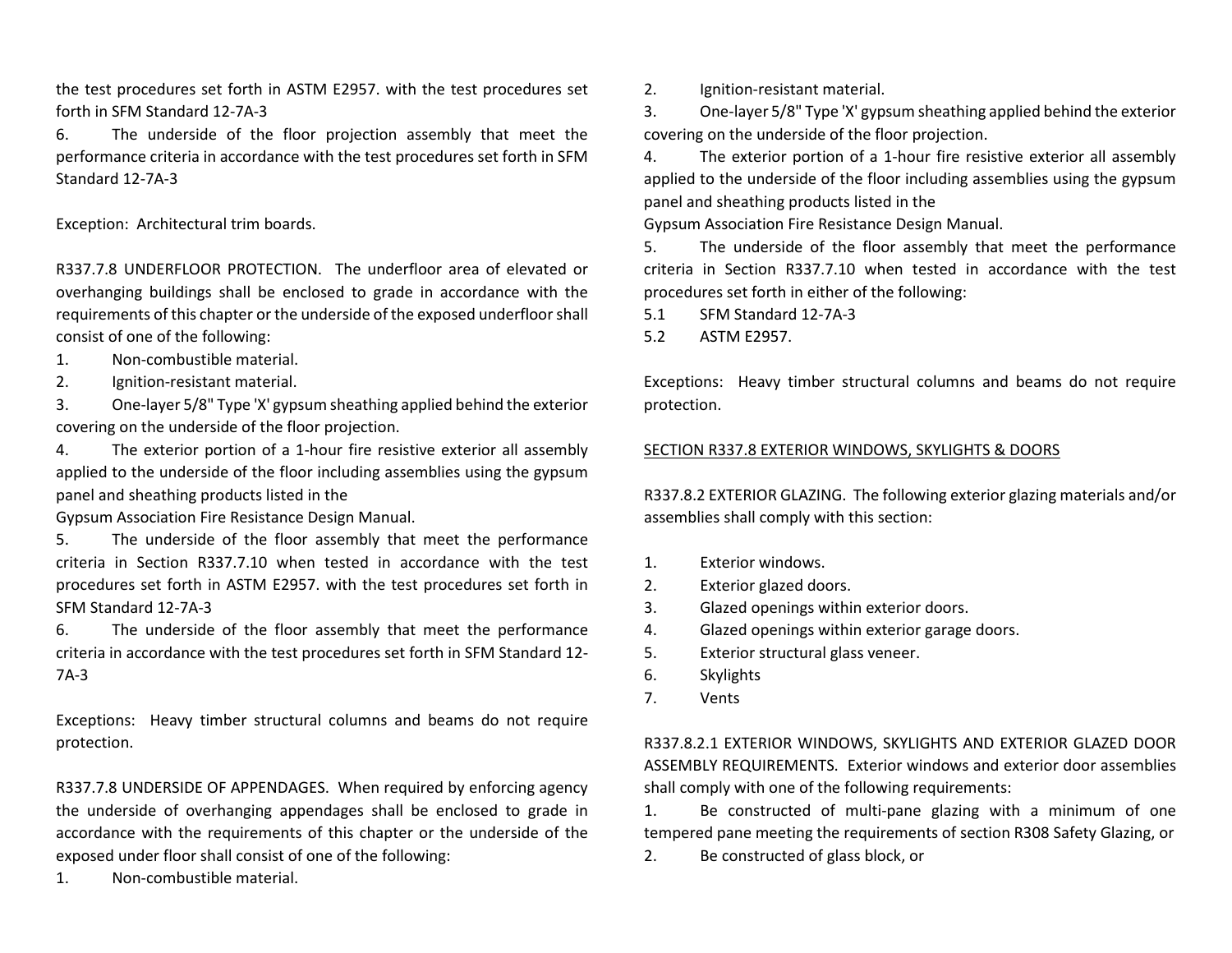the test procedures set forth in ASTM E2957. with the test procedures set forth in SFM Standard 12-7A-3

6. The underside of the floor projection assembly that meet the performance criteria in accordance with the test procedures set forth in SFM Standard 12-7A-3

Exception: Architectural trim boards.

R337.7.8 UNDERFLOOR PROTECTION. The underfloor area of elevated or overhanging buildings shall be enclosed to grade in accordance with the requirements of this chapter or the underside of the exposed underfloor shall consist of one of the following:

1. Non-combustible material.
2. Ignition-resistant material.
3. One-layer 5/8" Type 'X' gypsum sheathing applied behind the exterior covering on the underside of the floor projection.
4. The exterior portion of a 1-hour fire resistive exterior all assembly applied to the underside of the floor including assemblies using the gypsum panel and sheathing products listed in the Gypsum Association Fire Resistance Design Manual.
5. The underside of the floor assembly that meet the performance criteria in Section R337.7.10 when tested in accordance with the test procedures set forth in ASTM E2957. with the test procedures set forth in SFM Standard 12-7A-3
6. The underside of the floor assembly that meet the performance criteria in accordance with the test procedures set forth in SFM Standard 12-7A-3

Exceptions: Heavy timber structural columns and beams do not require protection.

R337.7.8 UNDERSIDE OF APPENDAGES. When required by enforcing agency the underside of overhanging appendages shall be enclosed to grade in accordance with the requirements of this chapter or the underside of the exposed under floor shall consist of one of the following:

1. Non-combustible material.
2. Ignition-resistant material.
3. One-layer 5/8" Type 'X' gypsum sheathing applied behind the exterior covering on the underside of the floor projection.
4. The exterior portion of a 1-hour fire resistive exterior all assembly applied to the underside of the floor including assemblies using the gypsum panel and sheathing products listed in the Gypsum Association Fire Resistance Design Manual.
5. The underside of the floor assembly that meet the performance criteria in Section R337.7.10 when tested in accordance with the test procedures set forth in either of the following:
   - 5.1 SFM Standard 12-7A-3
   - 5.2 ASTM E2957.

Exceptions: Heavy timber structural columns and beams do not require protection.

## SECTION R337.8 EXTERIOR WINDOWS, SKYLIGHTS & DOORS

R337.8.2 EXTERIOR GLAZING. The following exterior glazing materials and/or assemblies shall comply with this section:

1. Exterior windows.
2. Exterior glazed doors.
3. Glazed openings within exterior doors.
4. Glazed openings within exterior garage doors.
5. Exterior structural glass veneer.
6. Skylights
7. Vents

R337.8.2.1 EXTERIOR WINDOWS, SKYLIGHTS AND EXTERIOR GLAZED DOOR ASSEMBLY REQUIREMENTS. Exterior windows and exterior door assemblies shall comply with one of the following requirements:

1. Be constructed of multi-pane glazing with a minimum of one tempered pane meeting the requirements of section R308 Safety Glazing, or
2. Be constructed of glass block, or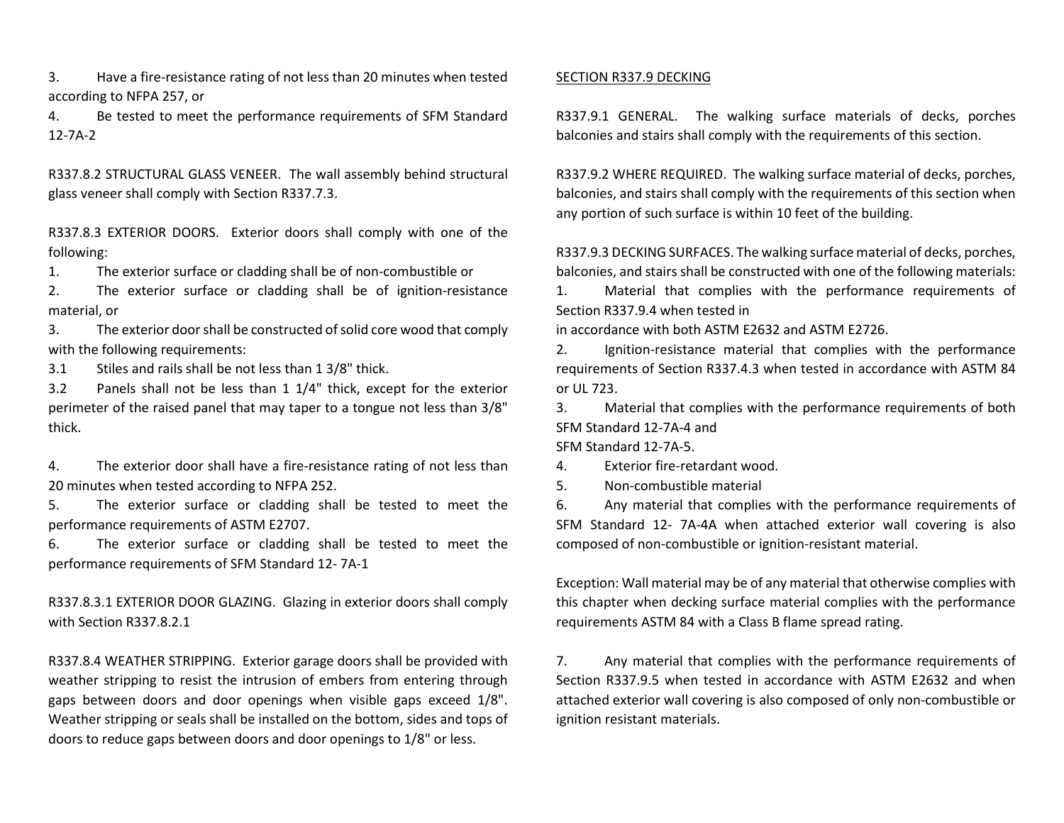3. Have a fire-resistance rating of not less than 20 minutes when tested according to NFPA 257, or

4. Be tested to meet the performance requirements of SFM Standard 12-7A-2

R337.8.2 STRUCTURAL GLASS VENEER. The wall assembly behind structural glass veneer shall comply with Section R337.7.3.

R337.8.3 EXTERIOR DOORS. Exterior doors shall comply with one of the following:

1. The exterior surface or cladding shall be of non-combustible or
2. The exterior surface or cladding shall be of ignition-resistance material, or
3. The exterior door shall be constructed of solid core wood that comply with the following requirements:

3.1 Stiles and rails shall be not less than 1 3/8" thick.

3.2 Panels shall not be less than 1 1/4" thick, except for the exterior perimeter of the raised panel that may taper to a tongue not less than 3/8" thick.

4. The exterior door shall have a fire-resistance rating of not less than 20 minutes when tested according to NFPA 252.
5. The exterior surface or cladding shall be tested to meet the performance requirements of ASTM E2707.
6. The exterior surface or cladding shall be tested to meet the performance requirements of SFM Standard 12- 7A-1

R337.8.3.1 EXTERIOR DOOR GLAZING. Glazing in exterior doors shall comply with Section R337.8.2.1

R337.8.4 WEATHER STRIPPING. Exterior garage doors shall be provided with weather stripping to resist the intrusion of embers from entering through gaps between doors and door openings when visible gaps exceed 1/8". Weather stripping or seals shall be installed on the bottom, sides and tops of doors to reduce gaps between doors and door openings to 1/8" or less.

SECTION R337.9 DECKING

R337.9.1 GENERAL. The walking surface materials of decks, porches balconies and stairs shall comply with the requirements of this section.

R337.9.2 WHERE REQUIRED. The walking surface material of decks, porches, balconies, and stairs shall comply with the requirements of this section when any portion of such surface is within 10 feet of the building.

R337.9.3 DECKING SURFACES. The walking surface material of decks, porches, balconies, and stairs shall be constructed with one of the following materials:

1. Material that complies with the performance requirements of Section R337.9.4 when tested in
in accordance with both ASTM E2632 and ASTM E2726.
2. Ignition-resistance material that complies with the performance requirements of Section R337.4.3 when tested in accordance with ASTM 84 or UL 723.
3. Material that complies with the performance requirements of both SFM Standard 12-7A-4 and
SFM Standard 12-7A-5.
4. Exterior fire-retardant wood.
5. Non-combustible material
6. Any material that complies with the performance requirements of SFM Standard 12- 7A-4A when attached exterior wall covering is also composed of non-combustible or ignition-resistant material.

Exception: Wall material may be of any material that otherwise complies with this chapter when decking surface material complies with the performance requirements ASTM 84 with a Class B flame spread rating.

7. Any material that complies with the performance requirements of Section R337.9.5 when tested in accordance with ASTM E2632 and when attached exterior wall covering is also composed of only non-combustible or ignition resistant materials.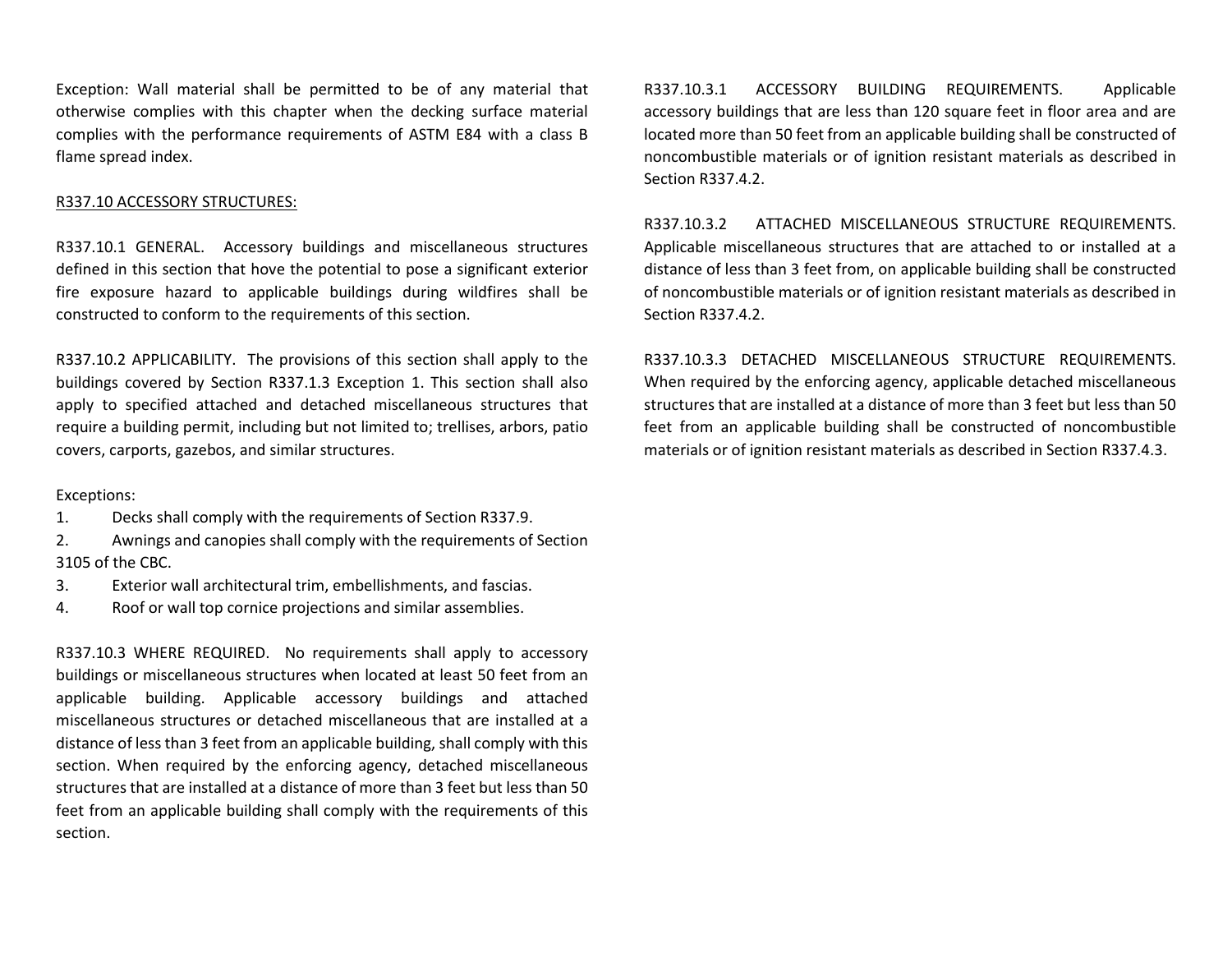Exception: Wall material shall be permitted to be of any material that otherwise complies with this chapter when the decking surface material complies with the performance requirements of ASTM E84 with a class B flame spread index.

<u>R337.10 ACCESSORY STRUCTURES:</u>

R337.10.1 GENERAL. Accessory buildings and miscellaneous structures defined in this section that hove the potential to pose a significant exterior fire exposure hazard to applicable buildings during wildfires shall be constructed to conform to the requirements of this section.

R337.10.2 APPLICABILITY. The provisions of this section shall apply to the buildings covered by Section R337.1.3 Exception 1. This section shall also apply to specified attached and detached miscellaneous structures that require a building permit, including but not limited to; trellises, arbors, patio covers, carports, gazebos, and similar structures.

Exceptions:

1. Decks shall comply with the requirements of Section R337.9.
2. Awnings and canopies shall comply with the requirements of Section 3105 of the CBC.
3. Exterior wall architectural trim, embellishments, and fascias.
4. Roof or wall top cornice projections and similar assemblies.

R337.10.3 WHERE REQUIRED. No requirements shall apply to accessory buildings or miscellaneous structures when located at least 50 feet from an applicable building. Applicable accessory buildings and attached miscellaneous structures or detached miscellaneous that are installed at a distance of less than 3 feet from an applicable building, shall comply with this section. When required by the enforcing agency, detached miscellaneous structures that are installed at a distance of more than 3 feet but less than 50 feet from an applicable building shall comply with the requirements of this section.

R337.10.3.1 ACCESSORY BUILDING REQUIREMENTS. Applicable accessory buildings that are less than 120 square feet in floor area and are located more than 50 feet from an applicable building shall be constructed of noncombustible materials or of ignition resistant materials as described in Section R337.4.2.

R337.10.3.2 ATTACHED MISCELLANEOUS STRUCTURE REQUIREMENTS. Applicable miscellaneous structures that are attached to or installed at a distance of less than 3 feet from, on applicable building shall be constructed of noncombustible materials or of ignition resistant materials as described in Section R337.4.2.

R337.10.3.3 DETACHED MISCELLANEOUS STRUCTURE REQUIREMENTS. When required by the enforcing agency, applicable detached miscellaneous structures that are installed at a distance of more than 3 feet but less than 50 feet from an applicable building shall be constructed of noncombustible materials or of ignition resistant materials as described in Section R337.4.3.